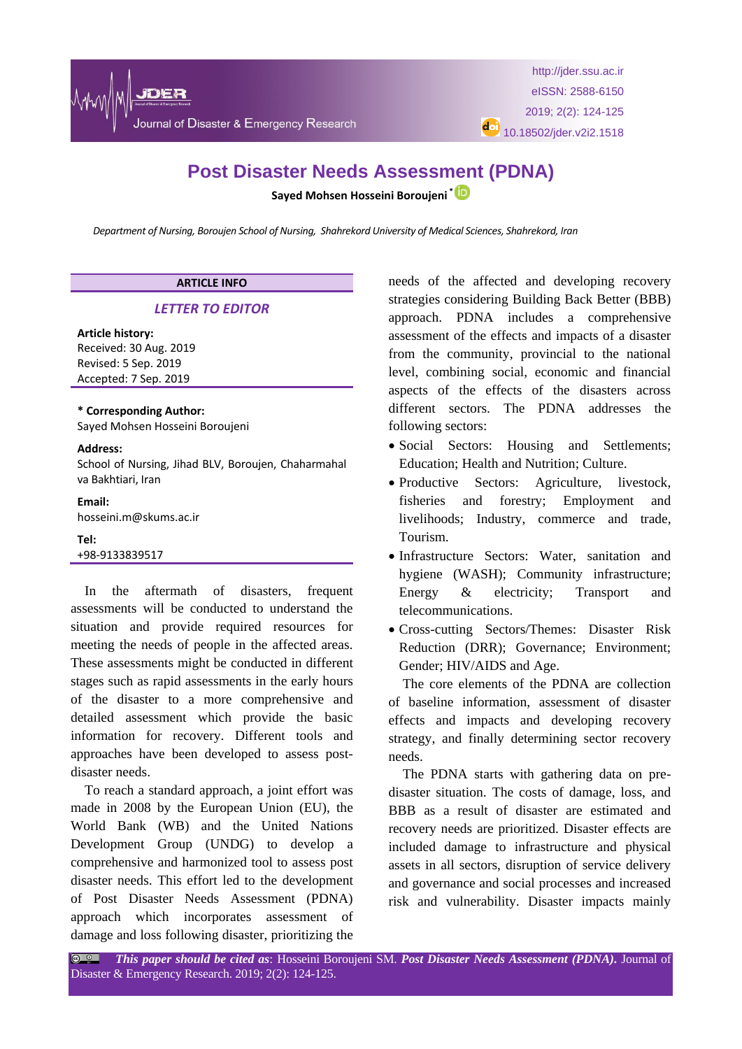# Post Disaster Needs Assessment (PDNA)

**Sayed Mohsen Hosseini Boroujeni** *

*Department of Nursing, Boroujen School of Nursing, Shahrekord University of Medical Sciences, Shahrekord, Iran*

**ARTICLE INFO**

***LETTER TO EDITOR***

**Article history:**
Received: 30 Aug. 2019
Revised: 5 Sep. 2019
Accepted: 7 Sep. 2019

**\* Corresponding Author:**
Sayed Mohsen Hosseini Boroujeni

**Address:**
School of Nursing, Jihad BLV, Boroujen, Chaharmahal va Bakhtiari, Iran

**Email:**
hosseini.m@skums.ac.ir

**Tel:**
+98-9133839517

In the aftermath of disasters, frequent assessments will be conducted to understand the situation and provide required resources for meeting the needs of people in the affected areas. These assessments might be conducted in different stages such as rapid assessments in the early hours of the disaster to a more comprehensive and detailed assessment which provide the basic information for recovery. Different tools and approaches have been developed to assess post-disaster needs.

To reach a standard approach, a joint effort was made in 2008 by the European Union (EU), the World Bank (WB) and the United Nations Development Group (UNDG) to develop a comprehensive and harmonized tool to assess post disaster needs. This effort led to the development of Post Disaster Needs Assessment (PDNA) approach which incorporates assessment of damage and loss following disaster, prioritizing the needs of the affected and developing recovery strategies considering Building Back Better (BBB) approach. PDNA includes a comprehensive assessment of the effects and impacts of a disaster from the community, provincial to the national level, combining social, economic and financial aspects of the effects of the disasters across different sectors. The PDNA addresses the following sectors:

- Social Sectors: Housing and Settlements; Education; Health and Nutrition; Culture.
- Productive Sectors: Agriculture, livestock, fisheries and forestry; Employment and livelihoods; Industry, commerce and trade, Tourism.
- Infrastructure Sectors: Water, sanitation and hygiene (WASH); Community infrastructure; Energy & electricity; Transport and telecommunications.
- Cross-cutting Sectors/Themes: Disaster Risk Reduction (DRR); Governance; Environment; Gender; HIV/AIDS and Age.

The core elements of the PDNA are collection of baseline information, assessment of disaster effects and impacts and developing recovery strategy, and finally determining sector recovery needs.

The PDNA starts with gathering data on pre-disaster situation. The costs of damage, loss, and BBB as a result of disaster are estimated and recovery needs are prioritized. Disaster effects are included damage to infrastructure and physical assets in all sectors, disruption of service delivery and governance and social processes and increased risk and vulnerability. Disaster impacts mainly

***This paper should be cited as***: Hosseini Boroujeni SM. ***Post Disaster Needs Assessment (PDNA).*** Journal of Disaster & Emergency Research. 2019; 2(2): 124-125.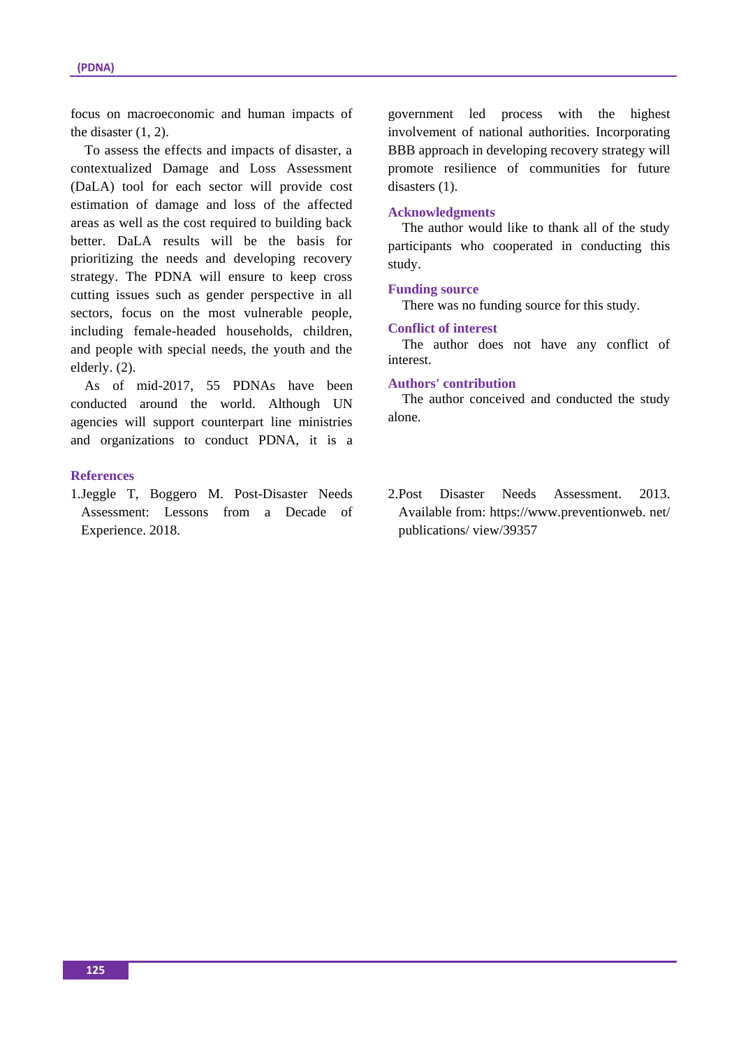focus on macroeconomic and human impacts of the disaster (1, 2).

To assess the effects and impacts of disaster, a contextualized Damage and Loss Assessment (DaLA) tool for each sector will provide cost estimation of damage and loss of the affected areas as well as the cost required to building back better. DaLA results will be the basis for prioritizing the needs and developing recovery strategy. The PDNA will ensure to keep cross cutting issues such as gender perspective in all sectors, focus on the most vulnerable people, including female-headed households, children, and people with special needs, the youth and the elderly. (2).

As of mid-2017, 55 PDNAs have been conducted around the world. Although UN agencies will support counterpart line ministries and organizations to conduct PDNA, it is a government led process with the highest involvement of national authorities. Incorporating BBB approach in developing recovery strategy will promote resilience of communities for future disasters (1).

## Acknowledgments

The author would like to thank all of the study participants who cooperated in conducting this study.

## Funding source

There was no funding source for this study.

## Conflict of interest

The author does not have any conflict of interest.

## Authors' contribution

The author conceived and conducted the study alone.

## References

1. Jeggle T, Boggero M. Post-Disaster Needs Assessment: Lessons from a Decade of Experience. 2018.
2. Post Disaster Needs Assessment. 2013. Available from: https://www.preventionweb. net/ publications/ view/39357